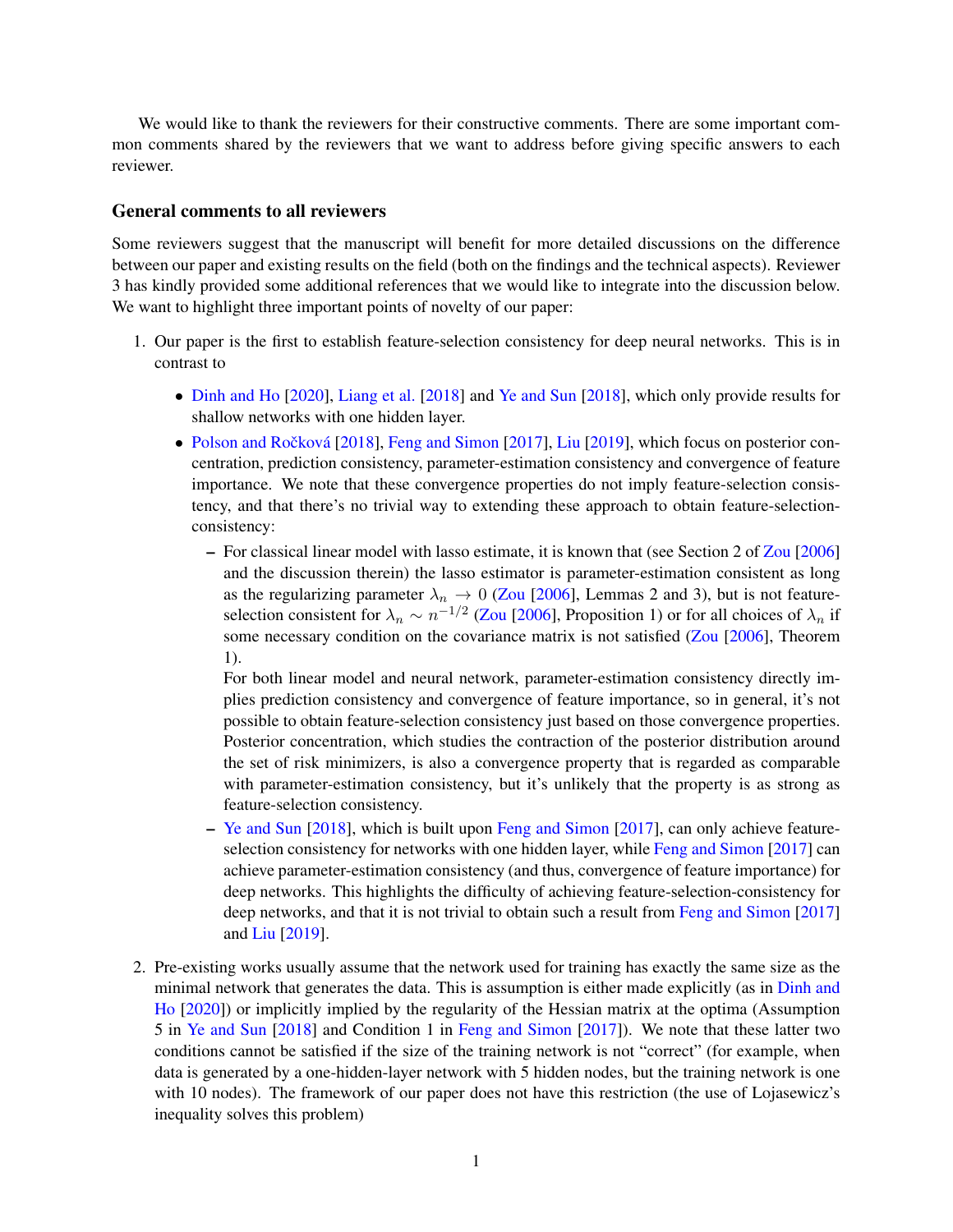We would like to thank the reviewers for their constructive comments. There are some important common comments shared by the reviewers that we want to address before giving specific answers to each reviewer.

### General comments to all reviewers

Some reviewers suggest that the manuscript will benefit for more detailed discussions on the difference between our paper and existing results on the field (both on the findings and the technical aspects). Reviewer 3 has kindly provided some additional references that we would like to integrate into the discussion below. We want to highlight three important points of novelty of our paper:

1. Our paper is the first to establish feature-selection consistency for deep neural networks. This is in contrast to
   - Dinh and Ho [2020], Liang et al. [2018] and Ye and Sun [2018], which only provide results for shallow networks with one hidden layer.
   - Polson and Ročková [2018], Feng and Simon [2017], Liu [2019], which focus on posterior concentration, prediction consistency, parameter-estimation consistency and convergence of feature importance. We note that these convergence properties do not imply feature-selection consistency, and that there's no trivial way to extending these approach to obtain feature-selection-consistency:
     - For classical linear model with lasso estimate, it is known that (see Section 2 of Zou [2006] and the discussion therein) the lasso estimator is parameter-estimation consistent as long as the regularizing parameter $\lambda_n \to 0$ (Zou [2006], Lemmas 2 and 3), but is not feature-selection consistent for $\lambda_n \sim n^{-1/2}$ (Zou [2006], Proposition 1) or for all choices of $\lambda_n$ if some necessary condition on the covariance matrix is not satisfied (Zou [2006], Theorem 1).

       For both linear model and neural network, parameter-estimation consistency directly implies prediction consistency and convergence of feature importance, so in general, it's not possible to obtain feature-selection consistency just based on those convergence properties. Posterior concentration, which studies the contraction of the posterior distribution around the set of risk minimizers, is also a convergence property that is regarded as comparable with parameter-estimation consistency, but it's unlikely that the property is as strong as feature-selection consistency.
     - Ye and Sun [2018], which is built upon Feng and Simon [2017], can only achieve feature-selection consistency for networks with one hidden layer, while Feng and Simon [2017] can achieve parameter-estimation consistency (and thus, convergence of feature importance) for deep networks. This highlights the difficulty of achieving feature-selection-consistency for deep networks, and that it is not trivial to obtain such a result from Feng and Simon [2017] and Liu [2019].
2. Pre-existing works usually assume that the network used for training has exactly the same size as the minimal network that generates the data. This is assumption is either made explicitly (as in Dinh and Ho [2020]) or implicitly implied by the regularity of the Hessian matrix at the optima (Assumption 5 in Ye and Sun [2018] and Condition 1 in Feng and Simon [2017]). We note that these latter two conditions cannot be satisfied if the size of the training network is not "correct" (for example, when data is generated by a one-hidden-layer network with 5 hidden nodes, but the training network is one with 10 nodes). The framework of our paper does not have this restriction (the use of Lojasewicz's inequality solves this problem)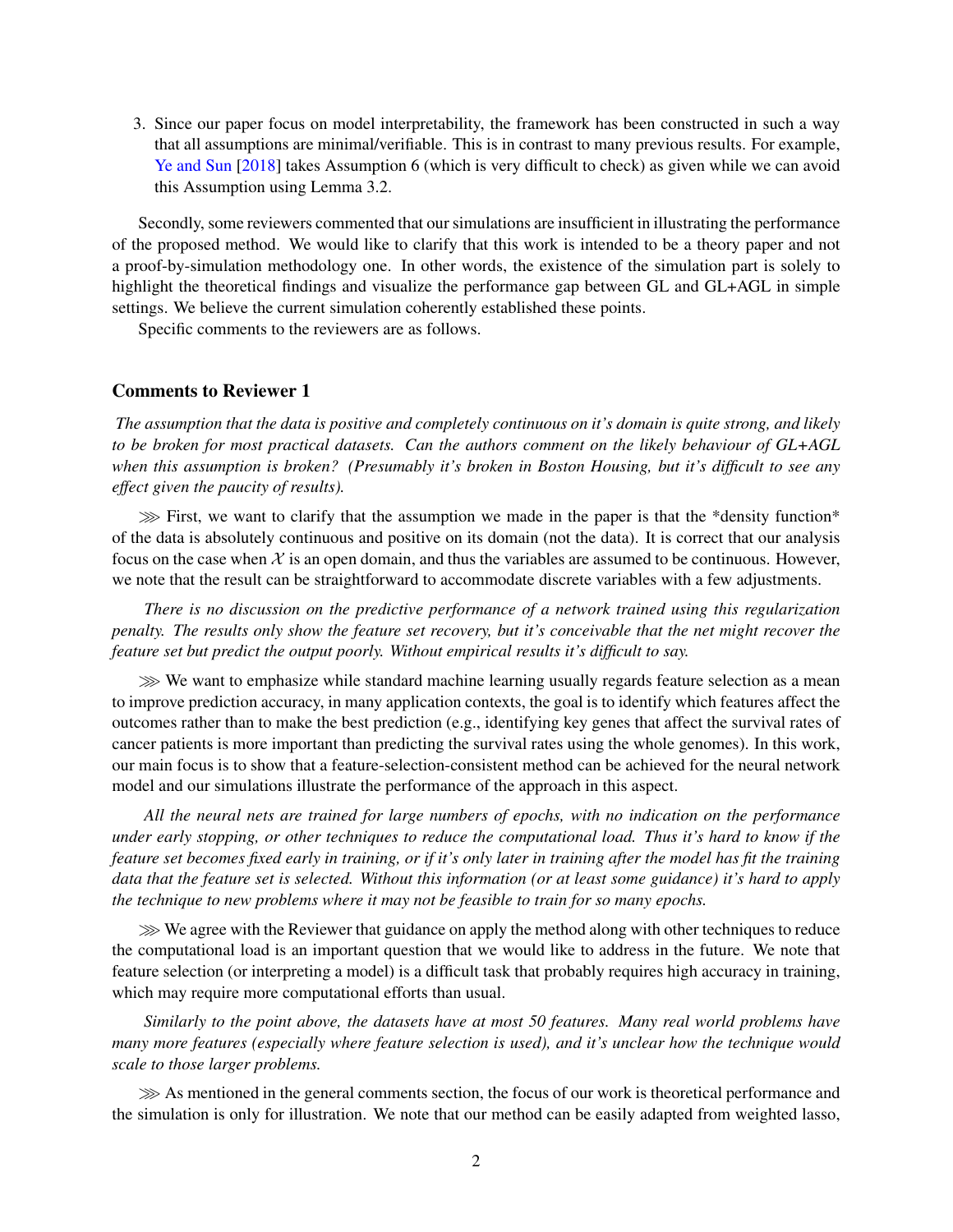3. Since our paper focus on model interpretability, the framework has been constructed in such a way that all assumptions are minimal/verifiable. This is in contrast to many previous results. For example, Ye and Sun [2018] takes Assumption 6 (which is very difficult to check) as given while we can avoid this Assumption using Lemma 3.2.

Secondly, some reviewers commented that our simulations are insufficient in illustrating the performance of the proposed method. We would like to clarify that this work is intended to be a theory paper and not a proof-by-simulation methodology one. In other words, the existence of the simulation part is solely to highlight the theoretical findings and visualize the performance gap between GL and GL+AGL in simple settings. We believe the current simulation coherently established these points.

Specific comments to the reviewers are as follows.

### Comments to Reviewer 1

*The assumption that the data is positive and completely continuous on it's domain is quite strong, and likely to be broken for most practical datasets. Can the authors comment on the likely behaviour of GL+AGL when this assumption is broken? (Presumably it's broken in Boston Housing, but it's difficult to see any effect given the paucity of results).*

⋙ First, we want to clarify that the assumption we made in the paper is that the *density function* of the data is absolutely continuous and positive on its domain (not the data). It is correct that our analysis focus on the case when $\mathcal{X}$ is an open domain, and thus the variables are assumed to be continuous. However, we note that the result can be straightforward to accommodate discrete variables with a few adjustments.

*There is no discussion on the predictive performance of a network trained using this regularization penalty. The results only show the feature set recovery, but it's conceivable that the net might recover the feature set but predict the output poorly. Without empirical results it's difficult to say.*

⋙ We want to emphasize while standard machine learning usually regards feature selection as a mean to improve prediction accuracy, in many application contexts, the goal is to identify which features affect the outcomes rather than to make the best prediction (e.g., identifying key genes that affect the survival rates of cancer patients is more important than predicting the survival rates using the whole genomes). In this work, our main focus is to show that a feature-selection-consistent method can be achieved for the neural network model and our simulations illustrate the performance of the approach in this aspect.

*All the neural nets are trained for large numbers of epochs, with no indication on the performance under early stopping, or other techniques to reduce the computational load. Thus it's hard to know if the feature set becomes fixed early in training, or if it's only later in training after the model has fit the training data that the feature set is selected. Without this information (or at least some guidance) it's hard to apply the technique to new problems where it may not be feasible to train for so many epochs.*

⋙ We agree with the Reviewer that guidance on apply the method along with other techniques to reduce the computational load is an important question that we would like to address in the future. We note that feature selection (or interpreting a model) is a difficult task that probably requires high accuracy in training, which may require more computational efforts than usual.

*Similarly to the point above, the datasets have at most 50 features. Many real world problems have many more features (especially where feature selection is used), and it's unclear how the technique would scale to those larger problems.*

⋙ As mentioned in the general comments section, the focus of our work is theoretical performance and the simulation is only for illustration. We note that our method can be easily adapted from weighted lasso,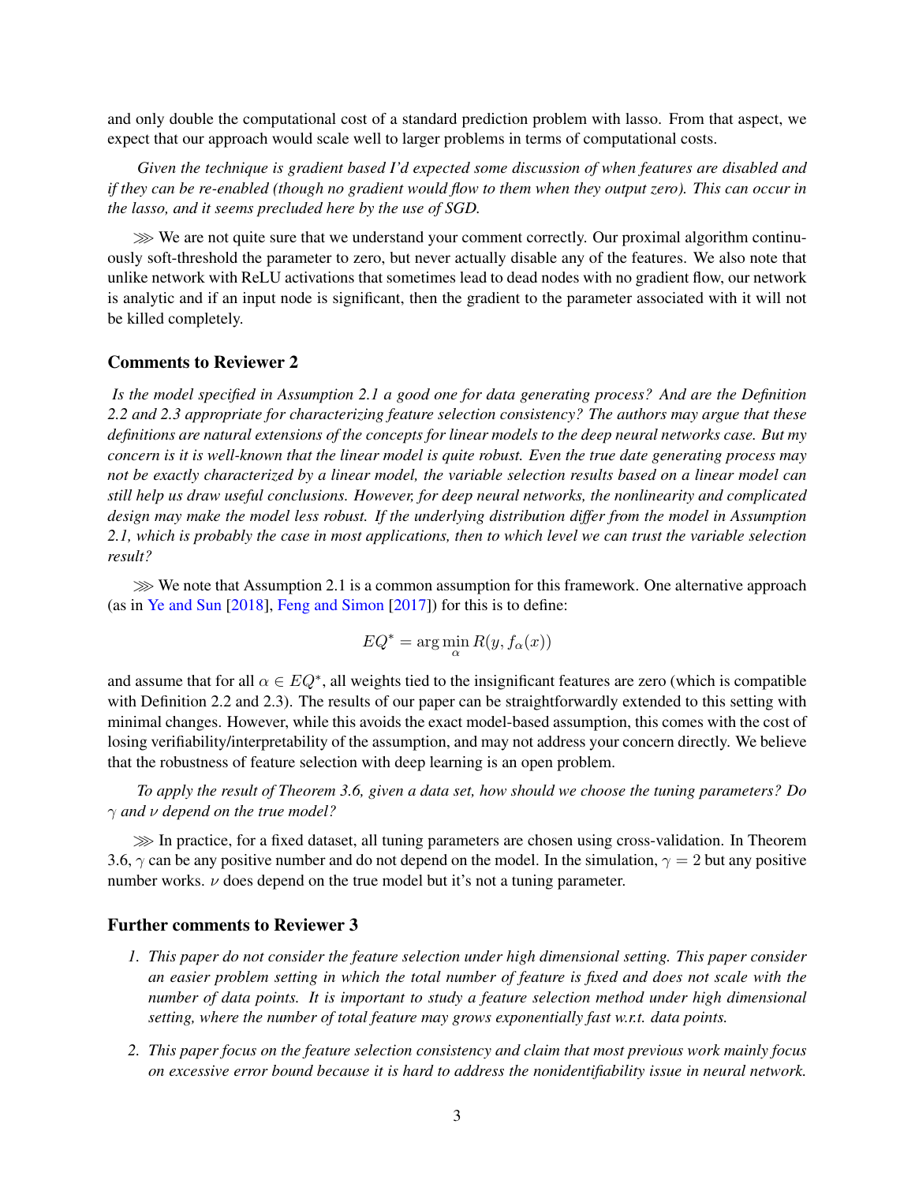and only double the computational cost of a standard prediction problem with lasso. From that aspect, we expect that our approach would scale well to larger problems in terms of computational costs.

*Given the technique is gradient based I'd expected some discussion of when features are disabled and if they can be re-enabled (though no gradient would flow to them when they output zero). This can occur in the lasso, and it seems precluded here by the use of SGD.*

⋙ We are not quite sure that we understand your comment correctly. Our proximal algorithm continuously soft-threshold the parameter to zero, but never actually disable any of the features. We also note that unlike network with ReLU activations that sometimes lead to dead nodes with no gradient flow, our network is analytic and if an input node is significant, then the gradient to the parameter associated with it will not be killed completely.

### Comments to Reviewer 2

*Is the model specified in Assumption 2.1 a good one for data generating process? And are the Definition 2.2 and 2.3 appropriate for characterizing feature selection consistency? The authors may argue that these definitions are natural extensions of the concepts for linear models to the deep neural networks case. But my concern is it is well-known that the linear model is quite robust. Even the true date generating process may not be exactly characterized by a linear model, the variable selection results based on a linear model can still help us draw useful conclusions. However, for deep neural networks, the nonlinearity and complicated design may make the model less robust. If the underlying distribution differ from the model in Assumption 2.1, which is probably the case in most applications, then to which level we can trust the variable selection result?*

⋙ We note that Assumption 2.1 is a common assumption for this framework. One alternative approach (as in Ye and Sun [2018], Feng and Simon [2017]) for this is to define:

$$EQ^* = \arg\min_{\alpha} R(y, f_\alpha(x))$$

and assume that for all $\alpha \in EQ^*$, all weights tied to the insignificant features are zero (which is compatible with Definition 2.2 and 2.3). The results of our paper can be straightforwardly extended to this setting with minimal changes. However, while this avoids the exact model-based assumption, this comes with the cost of losing verifiability/interpretability of the assumption, and may not address your concern directly. We believe that the robustness of feature selection with deep learning is an open problem.

*To apply the result of Theorem 3.6, given a data set, how should we choose the tuning parameters? Do $\gamma$ and $\nu$ depend on the true model?*

⋙ In practice, for a fixed dataset, all tuning parameters are chosen using cross-validation. In Theorem 3.6, $\gamma$ can be any positive number and do not depend on the model. In the simulation, $\gamma = 2$ but any positive number works. $\nu$ does depend on the true model but it's not a tuning parameter.

### Further comments to Reviewer 3

1. *This paper do not consider the feature selection under high dimensional setting. This paper consider an easier problem setting in which the total number of feature is fixed and does not scale with the number of data points. It is important to study a feature selection method under high dimensional setting, where the number of total feature may grows exponentially fast w.r.t. data points.*

2. *This paper focus on the feature selection consistency and claim that most previous work mainly focus on excessive error bound because it is hard to address the nonidentifiability issue in neural network.*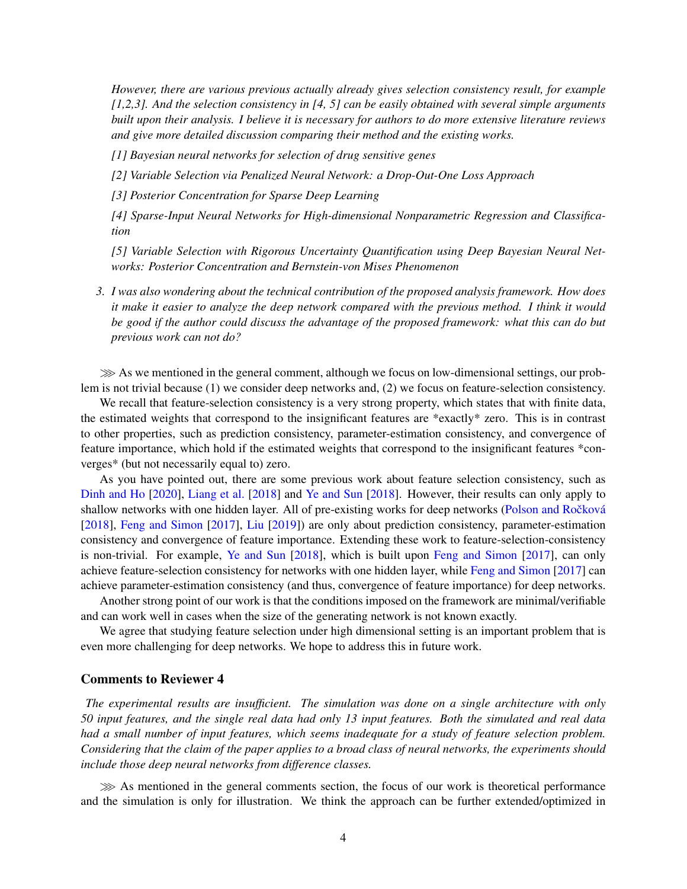*However, there are various previous actually already gives selection consistency result, for example [1,2,3]. And the selection consistency in [4, 5] can be easily obtained with several simple arguments built upon their analysis. I believe it is necessary for authors to do more extensive literature reviews and give more detailed discussion comparing their method and the existing works.*

*[1] Bayesian neural networks for selection of drug sensitive genes*

*[2] Variable Selection via Penalized Neural Network: a Drop-Out-One Loss Approach*

*[3] Posterior Concentration for Sparse Deep Learning*

*[4] Sparse-Input Neural Networks for High-dimensional Nonparametric Regression and Classification*

*[5] Variable Selection with Rigorous Uncertainty Quantification using Deep Bayesian Neural Networks: Posterior Concentration and Bernstein-von Mises Phenomenon*

3. *I was also wondering about the technical contribution of the proposed analysis framework. How does it make it easier to analyze the deep network compared with the previous method. I think it would be good if the author could discuss the advantage of the proposed framework: what this can do but previous work can not do?*

⋙ As we mentioned in the general comment, although we focus on low-dimensional settings, our problem is not trivial because (1) we consider deep networks and, (2) we focus on feature-selection consistency.

We recall that feature-selection consistency is a very strong property, which states that with finite data, the estimated weights that correspond to the insignificant features are *exactly* zero. This is in contrast to other properties, such as prediction consistency, parameter-estimation consistency, and convergence of feature importance, which hold if the estimated weights that correspond to the insignificant features *converges* (but not necessarily equal to) zero.

As you have pointed out, there are some previous work about feature selection consistency, such as Dinh and Ho [2020], Liang et al. [2018] and Ye and Sun [2018]. However, their results can only apply to shallow networks with one hidden layer. All of pre-existing works for deep networks (Polson and Ročková [2018], Feng and Simon [2017], Liu [2019]) are only about prediction consistency, parameter-estimation consistency and convergence of feature importance. Extending these work to feature-selection-consistency is non-trivial. For example, Ye and Sun [2018], which is built upon Feng and Simon [2017], can only achieve feature-selection consistency for networks with one hidden layer, while Feng and Simon [2017] can achieve parameter-estimation consistency (and thus, convergence of feature importance) for deep networks.

Another strong point of our work is that the conditions imposed on the framework are minimal/verifiable and can work well in cases when the size of the generating network is not known exactly.

We agree that studying feature selection under high dimensional setting is an important problem that is even more challenging for deep networks. We hope to address this in future work.

### Comments to Reviewer 4

*The experimental results are insufficient. The simulation was done on a single architecture with only 50 input features, and the single real data had only 13 input features. Both the simulated and real data had a small number of input features, which seems inadequate for a study of feature selection problem. Considering that the claim of the paper applies to a broad class of neural networks, the experiments should include those deep neural networks from difference classes.*

⋙ As mentioned in the general comments section, the focus of our work is theoretical performance and the simulation is only for illustration. We think the approach can be further extended/optimized in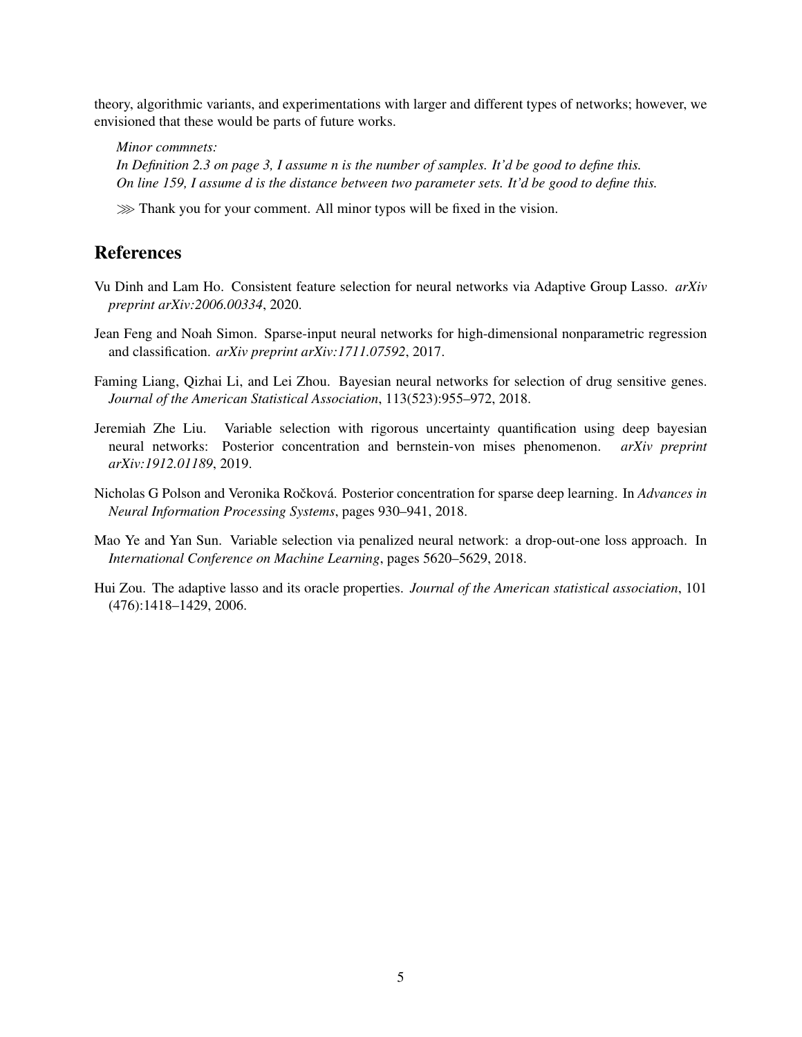theory, algorithmic variants, and experimentations with larger and different types of networks; however, we envisioned that these would be parts of future works.

*Minor commnets:*
*In Definition 2.3 on page 3, I assume n is the number of samples. It'd be good to define this.*
*On line 159, I assume d is the distance between two parameter sets. It'd be good to define this.*

⋙ Thank you for your comment. All minor typos will be fixed in the vision.

## References

Vu Dinh and Lam Ho. Consistent feature selection for neural networks via Adaptive Group Lasso. *arXiv preprint arXiv:2006.00334*, 2020.

Jean Feng and Noah Simon. Sparse-input neural networks for high-dimensional nonparametric regression and classification. *arXiv preprint arXiv:1711.07592*, 2017.

Faming Liang, Qizhai Li, and Lei Zhou. Bayesian neural networks for selection of drug sensitive genes. *Journal of the American Statistical Association*, 113(523):955–972, 2018.

Jeremiah Zhe Liu. Variable selection with rigorous uncertainty quantification using deep bayesian neural networks: Posterior concentration and bernstein-von mises phenomenon. *arXiv preprint arXiv:1912.01189*, 2019.

Nicholas G Polson and Veronika Ročková. Posterior concentration for sparse deep learning. In *Advances in Neural Information Processing Systems*, pages 930–941, 2018.

Mao Ye and Yan Sun. Variable selection via penalized neural network: a drop-out-one loss approach. In *International Conference on Machine Learning*, pages 5620–5629, 2018.

Hui Zou. The adaptive lasso and its oracle properties. *Journal of the American statistical association*, 101 (476):1418–1429, 2006.